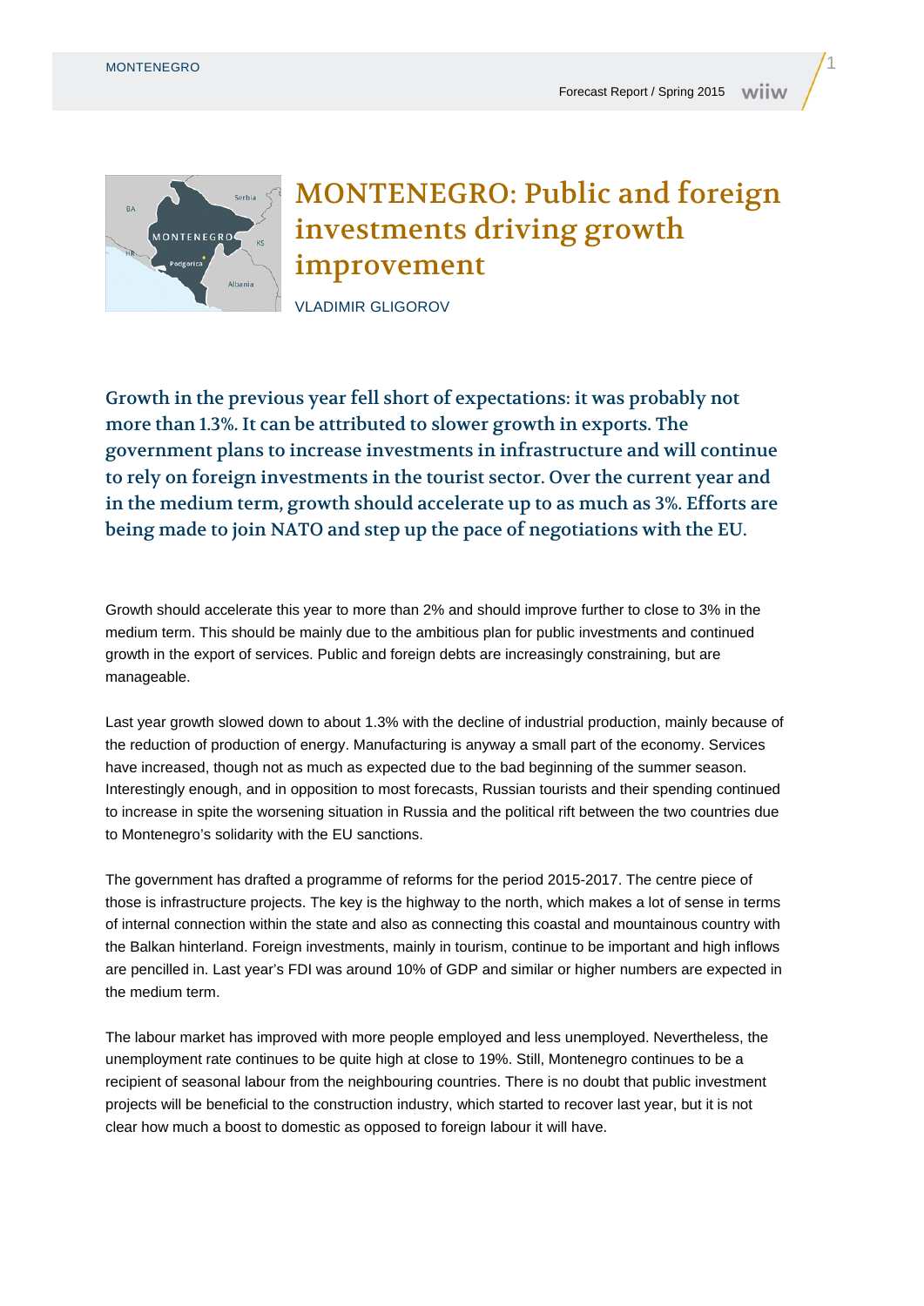# MONTENEGRO: Public and foreign investments driving growth improvement

VLADIMIR GLIGOROV

**Growth in the previous year fell short of expectations: it was probably not more than 1.3%. It can be attributed to slower growth in exports. The government plans to increase investments in infrastructure and will continue to rely on foreign investments in the tourist sector. Over the current year and in the medium term, growth should accelerate up to as much as 3%. Efforts are being made to join NATO and step up the pace of negotiations with the EU.**

Growth should accelerate this year to more than 2% and should improve further to close to 3% in the medium term. This should be mainly due to the ambitious plan for public investments and continued growth in the export of services. Public and foreign debts are increasingly constraining, but are manageable.

Last year growth slowed down to about 1.3% with the decline of industrial production, mainly because of the reduction of production of energy. Manufacturing is anyway a small part of the economy. Services have increased, though not as much as expected due to the bad beginning of the summer season. Interestingly enough, and in opposition to most forecasts, Russian tourists and their spending continued to increase in spite the worsening situation in Russia and the political rift between the two countries due to Montenegro's solidarity with the EU sanctions.

The government has drafted a programme of reforms for the period 2015-2017. The centre piece of those is infrastructure projects. The key is the highway to the north, which makes a lot of sense in terms of internal connection within the state and also as connecting this coastal and mountainous country with the Balkan hinterland. Foreign investments, mainly in tourism, continue to be important and high inflows are pencilled in. Last year's FDI was around 10% of GDP and similar or higher numbers are expected in the medium term.

The labour market has improved with more people employed and less unemployed. Nevertheless, the unemployment rate continues to be quite high at close to 19%. Still, Montenegro continues to be a recipient of seasonal labour from the neighbouring countries. There is no doubt that public investment projects will be beneficial to the construction industry, which started to recover last year, but it is not clear how much a boost to domestic as opposed to foreign labour it will have.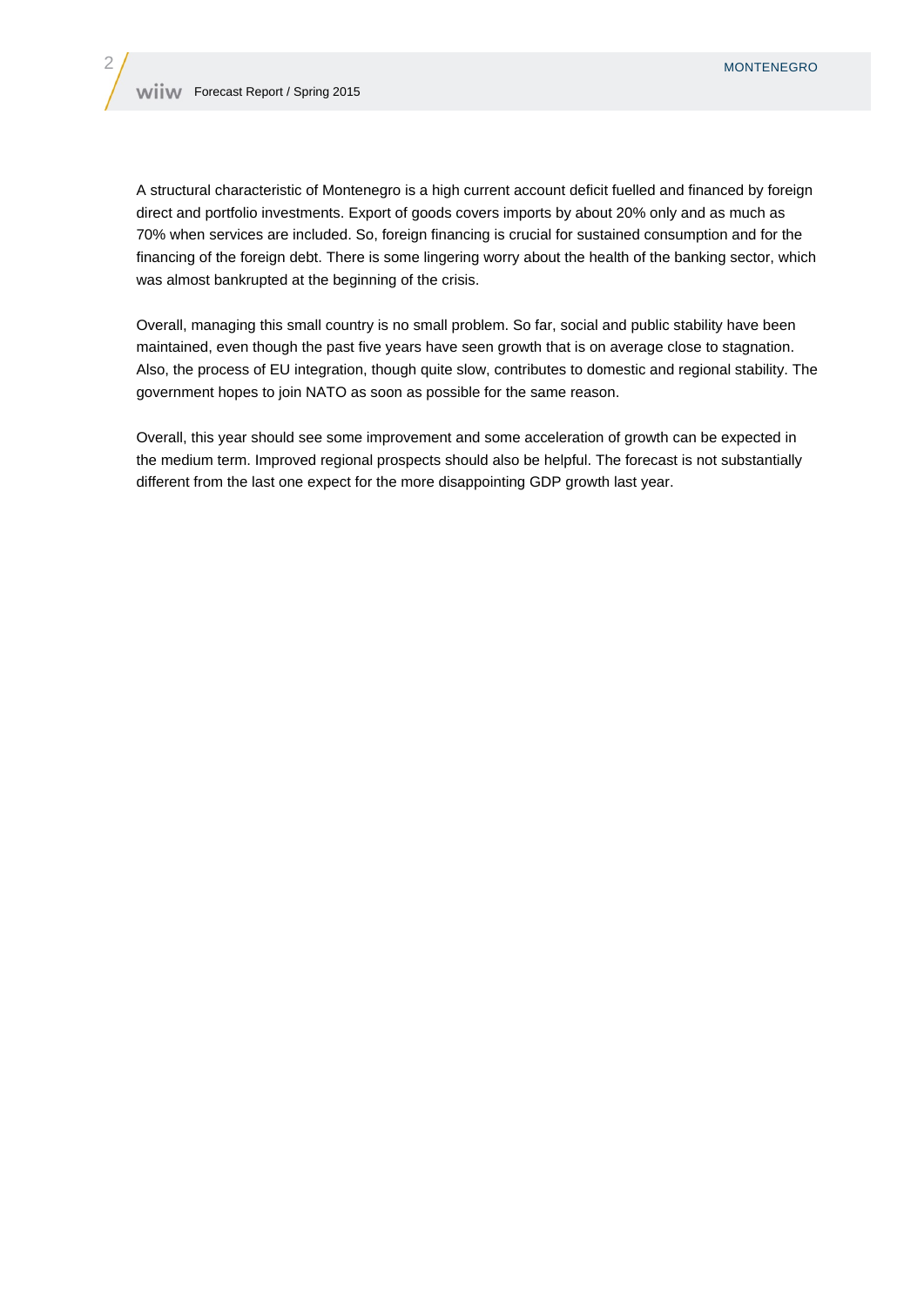A structural characteristic of Montenegro is a high current account deficit fuelled and financed by foreign direct and portfolio investments. Export of goods covers imports by about 20% only and as much as 70% when services are included. So, foreign financing is crucial for sustained consumption and for the financing of the foreign debt. There is some lingering worry about the health of the banking sector, which was almost bankrupted at the beginning of the crisis.

Overall, managing this small country is no small problem. So far, social and public stability have been maintained, even though the past five years have seen growth that is on average close to stagnation. Also, the process of EU integration, though quite slow, contributes to domestic and regional stability. The government hopes to join NATO as soon as possible for the same reason.

Overall, this year should see some improvement and some acceleration of growth can be expected in the medium term. Improved regional prospects should also be helpful. The forecast is not substantially different from the last one expect for the more disappointing GDP growth last year.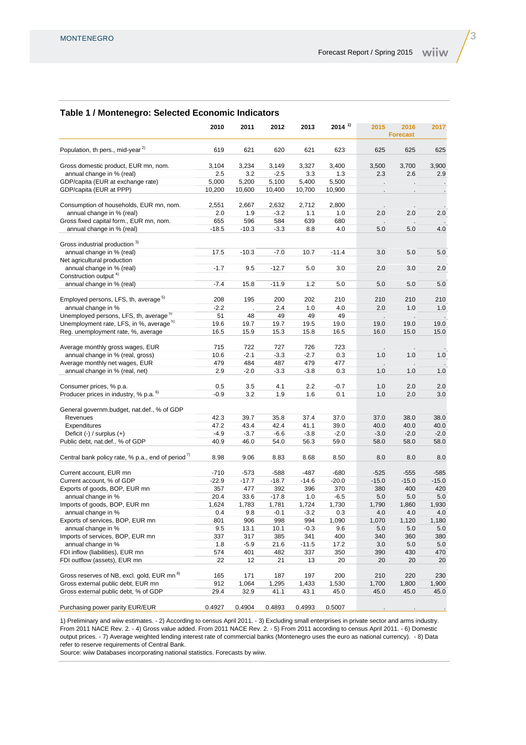## Table 1 / Montenegro: Selected Economic Indicators

| | 2010 | 2011 | 2012 | 2013 | 2014 [1] | 2015 | 2016 Forecast | 2017 |
|---|---|---|---|---|---|---|---|---|
| Population, th pers., mid-year [2] | 619 | 621 | 620 | 621 | 623 | 625 | 625 | 625 |
| | | | | | | | | |
| Gross domestic product, EUR mn, nom. | 3,104 | 3,234 | 3,149 | 3,327 | 3,400 | 3,500 | 3,700 | 3,900 |
| annual change in % (real) | 2.5 | 3.2 | -2.5 | 3.3 | 1.3 | 2.3 | 2.6 | 2.9 |
| GDP/capita (EUR at exchange rate) | 5,000 | 5,200 | 5,100 | 5,400 | 5,500 | . | . | . |
| GDP/capita (EUR at PPP) | 10,200 | 10,600 | 10,400 | 10,700 | 10,900 | . | . | . |
| | | | | | | | | |
| Consumption of households, EUR mn, nom. | 2,551 | 2,667 | 2,632 | 2,712 | 2,800 | . | . | . |
| annual change in % (real) | 2.0 | 1.9 | -3.2 | 1.1 | 1.0 | 2.0 | 2.0 | 2.0 |
| Gross fixed capital form., EUR mn, nom. | 655 | 596 | 584 | 639 | 680 | . | . | . |
| annual change in % (real) | -18.5 | -10.3 | -3.3 | 8.8 | 4.0 | 5.0 | 5.0 | 4.0 |
| | | | | | | | | |
| Gross industrial production [3] | | | | | | | | |
| annual change in % (real) | 17.5 | -10.3 | -7.0 | 10.7 | -11.4 | 3.0 | 5.0 | 5.0 |
| Net agricultural production | | | | | | | | |
| annual change in % (real) | -1.7 | 9.5 | -12.7 | 5.0 | 3.0 | 2.0 | 3.0 | 2.0 |
| Construction output [4] | | | | | | | | |
| annual change in % (real) | -7.4 | 15.8 | -11.9 | 1.2 | 5.0 | 5.0 | 5.0 | 5.0 |
| | | | | | | | | |
| Employed persons, LFS, th, average [5] | 208 | 195 | 200 | 202 | 210 | 210 | 210 | 210 |
| annual change in % | -2.2 | . | 2.4 | 1.0 | 4.0 | 2.0 | 1.0 | 1.0 |
| Unemployed persons, LFS, th, average [5] | 51 | 48 | 49 | 49 | 49 | . | . | . |
| Unemployment rate, LFS, in %, average [5] | 19.6 | 19.7 | 19.7 | 19.5 | 19.0 | 19.0 | 19.0 | 19.0 |
| Reg. unemployment rate, %, average | 16.5 | 15.9 | 15.3 | 15.8 | 16.5 | 16.0 | 15.0 | 15.0 |
| | | | | | | | | |
| Average monthly gross wages, EUR | 715 | 722 | 727 | 726 | 723 | . | . | . |
| annual change in % (real, gross) | 10.6 | -2.1 | -3.3 | -2.7 | 0.3 | 1.0 | 1.0 | 1.0 |
| Average monthly net wages, EUR | 479 | 484 | 487 | 479 | 477 | . | . | . |
| annual change in % (real, net) | 2.9 | -2.0 | -3.3 | -3.8 | 0.3 | 1.0 | 1.0 | 1.0 |
| | | | | | | | | |
| Consumer prices, % p.a. | 0.5 | 3.5 | 4.1 | 2.2 | -0.7 | 1.0 | 2.0 | 2.0 |
| Producer prices in industry, % p.a. [6] | -0.9 | 3.2 | 1.9 | 1.6 | 0.1 | 1.0 | 2.0 | 3.0 |
| | | | | | | | | |
| General governm.budget, nat.def., % of GDP | | | | | | | | |
| Revenues | 42.3 | 39.7 | 35.8 | 37.4 | 37.0 | 37.0 | 38.0 | 38.0 |
| Expenditures | 47.2 | 43.4 | 42.4 | 41.1 | 39.0 | 40.0 | 40.0 | 40.0 |
| Deficit (-) / surplus (+) | -4.9 | -3.7 | -6.6 | -3.8 | -2.0 | -3.0 | -2.0 | -2.0 |
| Public debt, nat.def., % of GDP | 40.9 | 46.0 | 54.0 | 56.3 | 59.0 | 58.0 | 58.0 | 58.0 |
| | | | | | | | | |
| Central bank policy rate, % p.a., end of period [7] | 8.98 | 9.06 | 8.83 | 8.68 | 8.50 | 8.0 | 8.0 | 8.0 |
| | | | | | | | | |
| Current account, EUR mn | -710 | -573 | -588 | -487 | -680 | -525 | -555 | -585 |
| Current account, % of GDP | -22.9 | -17.7 | -18.7 | -14.6 | -20.0 | -15.0 | -15.0 | -15.0 |
| Exports of goods, BOP, EUR mn | 357 | 477 | 392 | 396 | 370 | 380 | 400 | 420 |
| annual change in % | 20.4 | 33.6 | -17.8 | 1.0 | -6.5 | 5.0 | 5.0 | 5.0 |
| Imports of goods, BOP, EUR mn | 1,624 | 1,783 | 1,781 | 1,724 | 1,730 | 1,790 | 1,860 | 1,930 |
| annual change in % | 0.4 | 9.8 | -0.1 | -3.2 | 0.3 | 4.0 | 4.0 | 4.0 |
| Exports of services, BOP, EUR mn | 801 | 906 | 998 | 994 | 1,090 | 1,070 | 1,120 | 1,180 |
| annual change in % | 9.5 | 13.1 | 10.1 | -0.3 | 9.6 | 5.0 | 5.0 | 5.0 |
| Imports of services, BOP, EUR mn | 337 | 317 | 385 | 341 | 400 | 340 | 360 | 380 |
| annual change in % | 1.8 | -5.9 | 21.6 | -11.5 | 17.2 | 3.0 | 5.0 | 5.0 |
| FDI inflow (liabilities), EUR mn | 574 | 401 | 482 | 337 | 350 | 390 | 430 | 470 |
| FDI outflow (assets), EUR mn | 22 | 12 | 21 | 13 | 20 | 20 | 20 | 20 |
| | | | | | | | | |
| Gross reserves of NB, excl. gold, EUR mn [8] | 165 | 171 | 187 | 197 | 200 | 210 | 220 | 230 |
| Gross external public debt, EUR mn | 912 | 1,064 | 1,295 | 1,433 | 1,530 | 1,700 | 1,800 | 1,900 |
| Gross external public debt, % of GDP | 29.4 | 32.9 | 41.1 | 43.1 | 45.0 | 45.0 | 45.0 | 45.0 |
| | | | | | | | | |
| Purchasing power parity EUR/EUR | 0.4927 | 0.4904 | 0.4893 | 0.4993 | 0.5007 | . | . | . |

1) Preliminary and wiiw estimates. - 2) According to census April 2011. - 3) Excluding small enterprises in private sector and arms industry. From 2011 NACE Rev. 2. - 4) Gross value added. From 2011 NACE Rev. 2. - 5) From 2011 according to census April 2011. - 6) Domestic output prices. - 7) Average weighted lending interest rate of commercial banks (Montenegro uses the euro as national currency). - 8) Data refer to reserve requirements of Central Bank.

Source: wiiw Databases incorporating national statistics. Forecasts by wiiw.